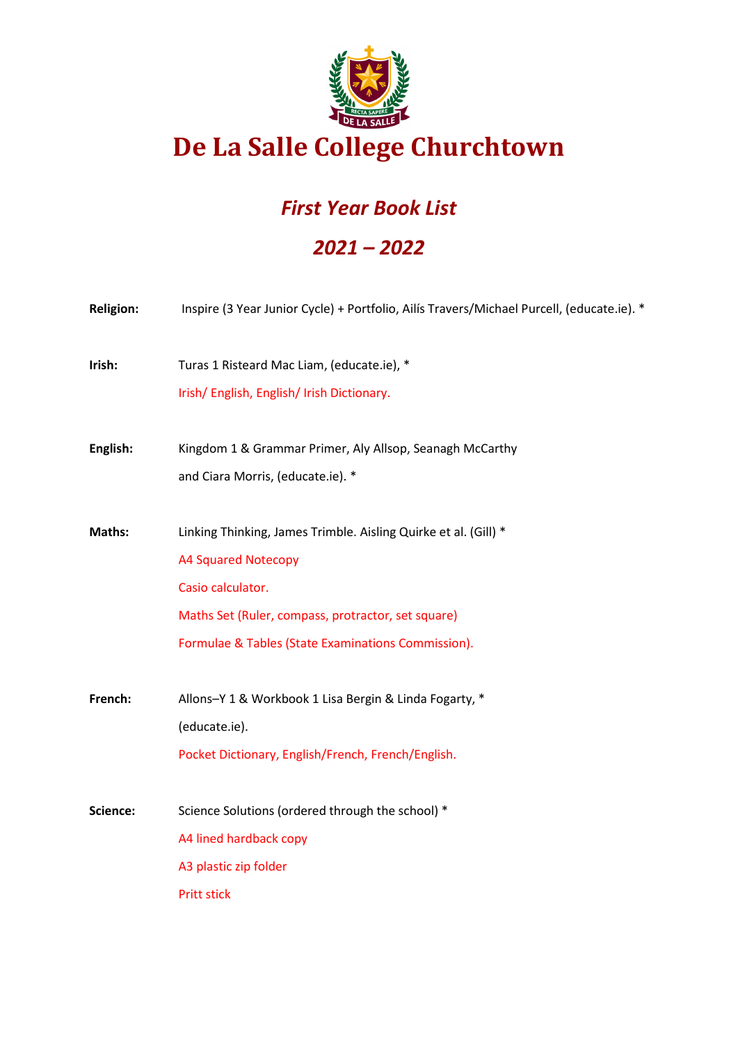# De La Salle College Churchtown

## *First Year Book List*

## *2021 – 2022*

**Religion:** Inspire (3 Year Junior Cycle) + Portfolio, Ailís Travers/Michael Purcell, (educate.ie). *

**Irish:** Turas 1 Risteard Mac Liam, (educate.ie), *
Irish/ English, English/ Irish Dictionary.

**English:** Kingdom 1 & Grammar Primer, Aly Allsop, Seanagh McCarthy and Ciara Morris, (educate.ie). *

**Maths:** Linking Thinking, James Trimble. Aisling Quirke et al. (Gill) *
A4 Squared Notecopy
Casio calculator.
Maths Set (Ruler, compass, protractor, set square)
Formulae & Tables (State Examinations Commission).

**French:** Allons–Y 1 & Workbook 1 Lisa Bergin & Linda Fogarty, * (educate.ie).
Pocket Dictionary, English/French, French/English.

**Science:** Science Solutions (ordered through the school) *
A4 lined hardback copy
A3 plastic zip folder
Pritt stick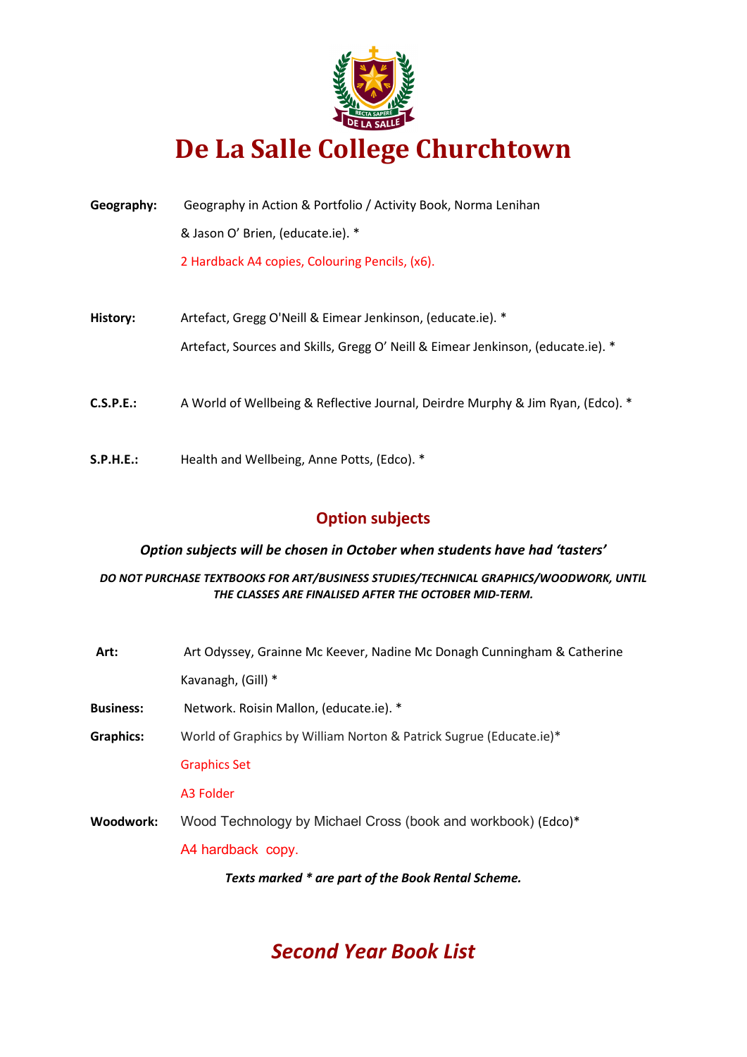# De La Salle College Churchtown

**Geography:** Geography in Action & Portfolio / Activity Book, Norma Lenihan & Jason O' Brien, (educate.ie). *

2 Hardback A4 copies, Colouring Pencils, (x6).

**History:** Artefact, Gregg O'Neill & Eimear Jenkinson, (educate.ie). *

Artefact, Sources and Skills, Gregg O' Neill & Eimear Jenkinson, (educate.ie). *

**C.S.P.E.:** A World of Wellbeing & Reflective Journal, Deirdre Murphy & Jim Ryan, (Edco). *

**S.P.H.E.:** Health and Wellbeing, Anne Potts, (Edco). *

## Option subjects

***Option subjects will be chosen in October when students have had 'tasters'***

***DO NOT PURCHASE TEXTBOOKS FOR ART/BUSINESS STUDIES/TECHNICAL GRAPHICS/WOODWORK, UNTIL THE CLASSES ARE FINALISED AFTER THE OCTOBER MID-TERM.***

**Art:** Art Odyssey, Grainne Mc Keever, Nadine Mc Donagh Cunningham & Catherine Kavanagh, (Gill) *

**Business:** Network. Roisin Mallon, (educate.ie). *

**Graphics:** World of Graphics by William Norton & Patrick Sugrue (Educate.ie)*

Graphics Set

A3 Folder

**Woodwork:** Wood Technology by Michael Cross (book and workbook) (Edco)*

A4 hardback copy.

***Texts marked * are part of the Book Rental Scheme.***

## *Second Year Book List*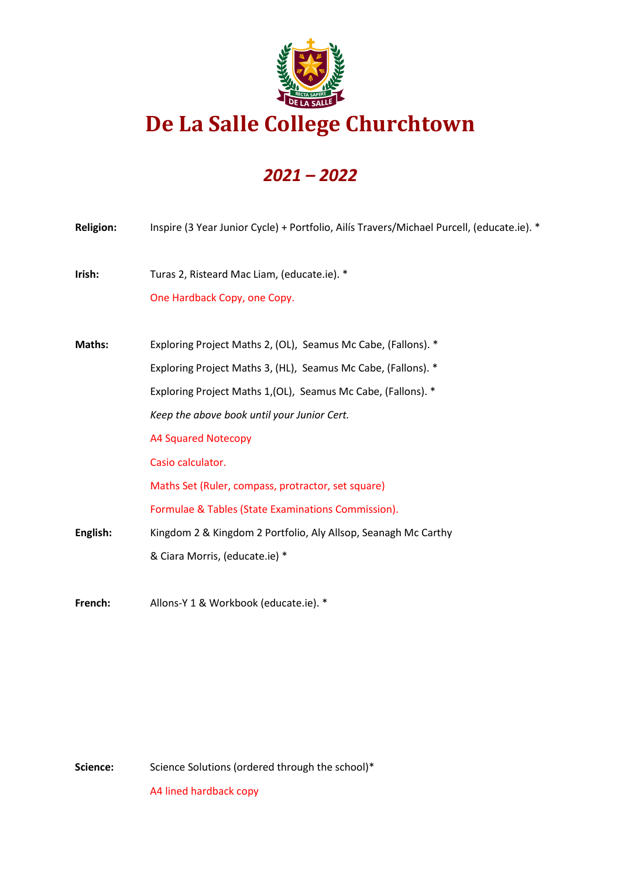# De La Salle College Churchtown

## *2021 – 2022*

**Religion:** Inspire (3 Year Junior Cycle) + Portfolio, Ailís Travers/Michael Purcell, (educate.ie). *

**Irish:** Turas 2, Risteard Mac Liam, (educate.ie). *

One Hardback Copy, one Copy.

**Maths:** Exploring Project Maths 2, (OL), Seamus Mc Cabe, (Fallons). *

Exploring Project Maths 3, (HL), Seamus Mc Cabe, (Fallons). *

Exploring Project Maths 1,(OL), Seamus Mc Cabe, (Fallons). *

*Keep the above book until your Junior Cert.*

A4 Squared Notecopy

Casio calculator.

Maths Set (Ruler, compass, protractor, set square)

Formulae & Tables (State Examinations Commission).

**English:** Kingdom 2 & Kingdom 2 Portfolio, Aly Allsop, Seanagh Mc Carthy & Ciara Morris, (educate.ie) *

**French:** Allons-Y 1 & Workbook (educate.ie). *

**Science:** Science Solutions (ordered through the school)*

A4 lined hardback copy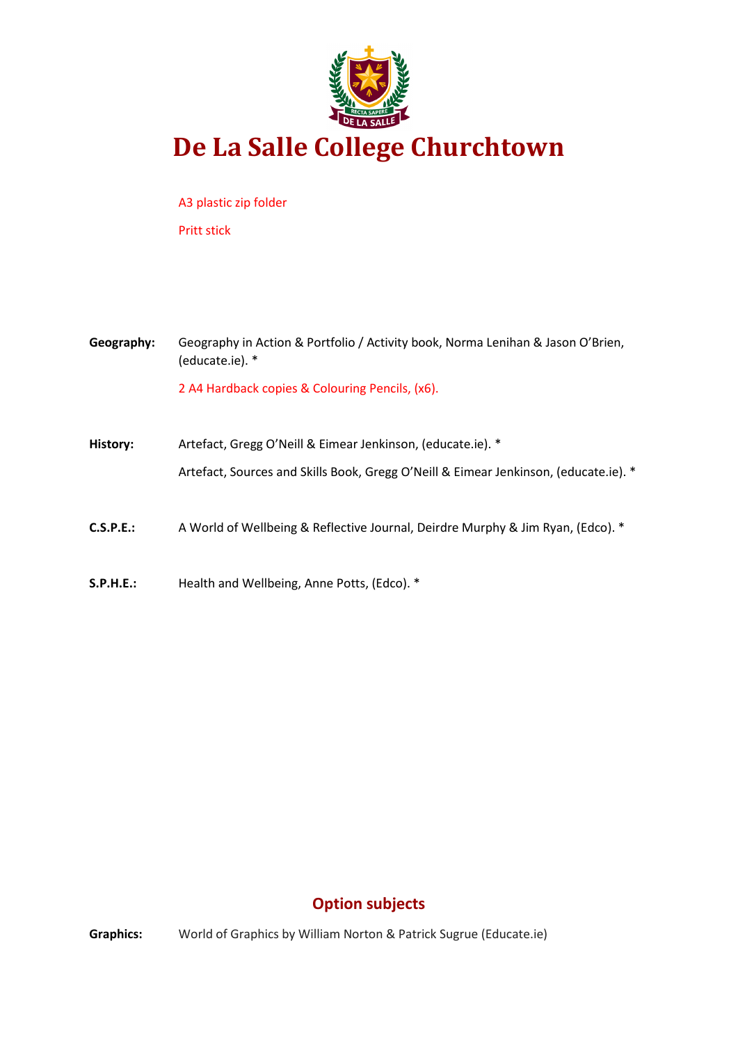# De La Salle College Churchtown

A3 plastic zip folder

Pritt stick

**Geography:** Geography in Action & Portfolio / Activity book, Norma Lenihan & Jason O'Brien, (educate.ie). *

2 A4 Hardback copies & Colouring Pencils, (x6).

**History:** Artefact, Gregg O'Neill & Eimear Jenkinson, (educate.ie). *

Artefact, Sources and Skills Book, Gregg O'Neill & Eimear Jenkinson, (educate.ie). *

**C.S.P.E.:** A World of Wellbeing & Reflective Journal, Deirdre Murphy & Jim Ryan, (Edco). *

**S.P.H.E.:** Health and Wellbeing, Anne Potts, (Edco). *

## Option subjects

**Graphics:** World of Graphics by William Norton & Patrick Sugrue (Educate.ie)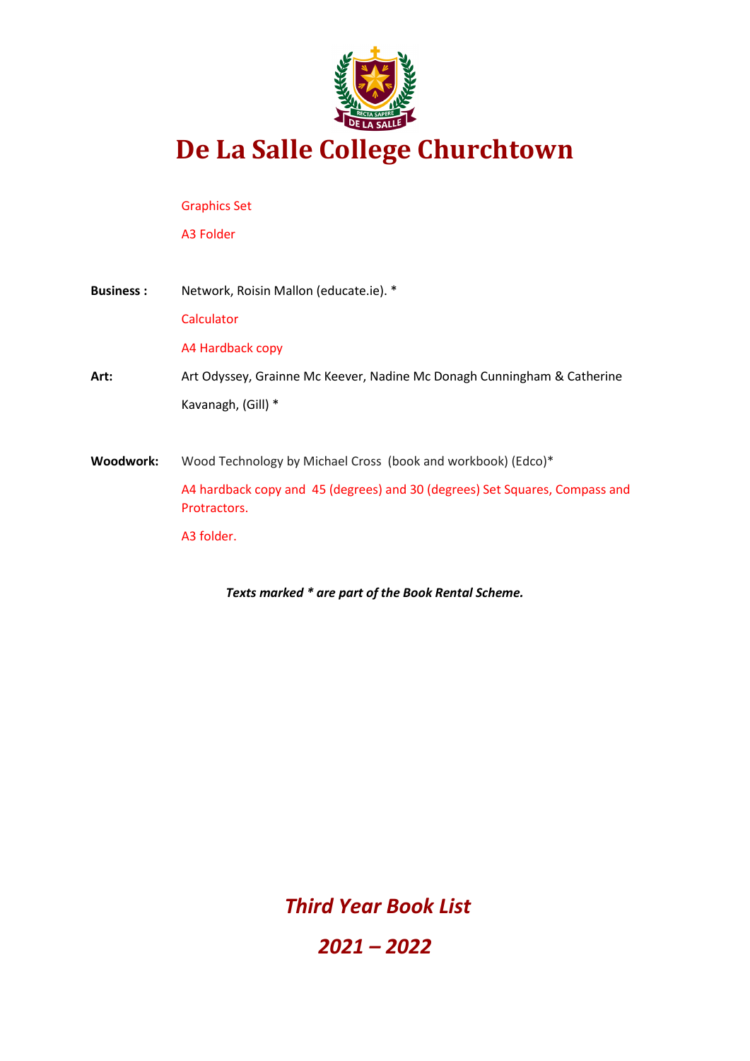# De La Salle College Churchtown

Graphics Set

A3 Folder

**Business :** Network, Roisin Mallon (educate.ie). *

Calculator

A4 Hardback copy

**Art:** Art Odyssey, Grainne Mc Keever, Nadine Mc Donagh Cunningham & Catherine Kavanagh, (Gill) *

**Woodwork:** Wood Technology by Michael Cross (book and workbook) (Edco)*

A4 hardback copy and 45 (degrees) and 30 (degrees) Set Squares, Compass and Protractors.

A3 folder.

***Texts marked * are part of the Book Rental Scheme.***

***Third Year Book List***

***2021 – 2022***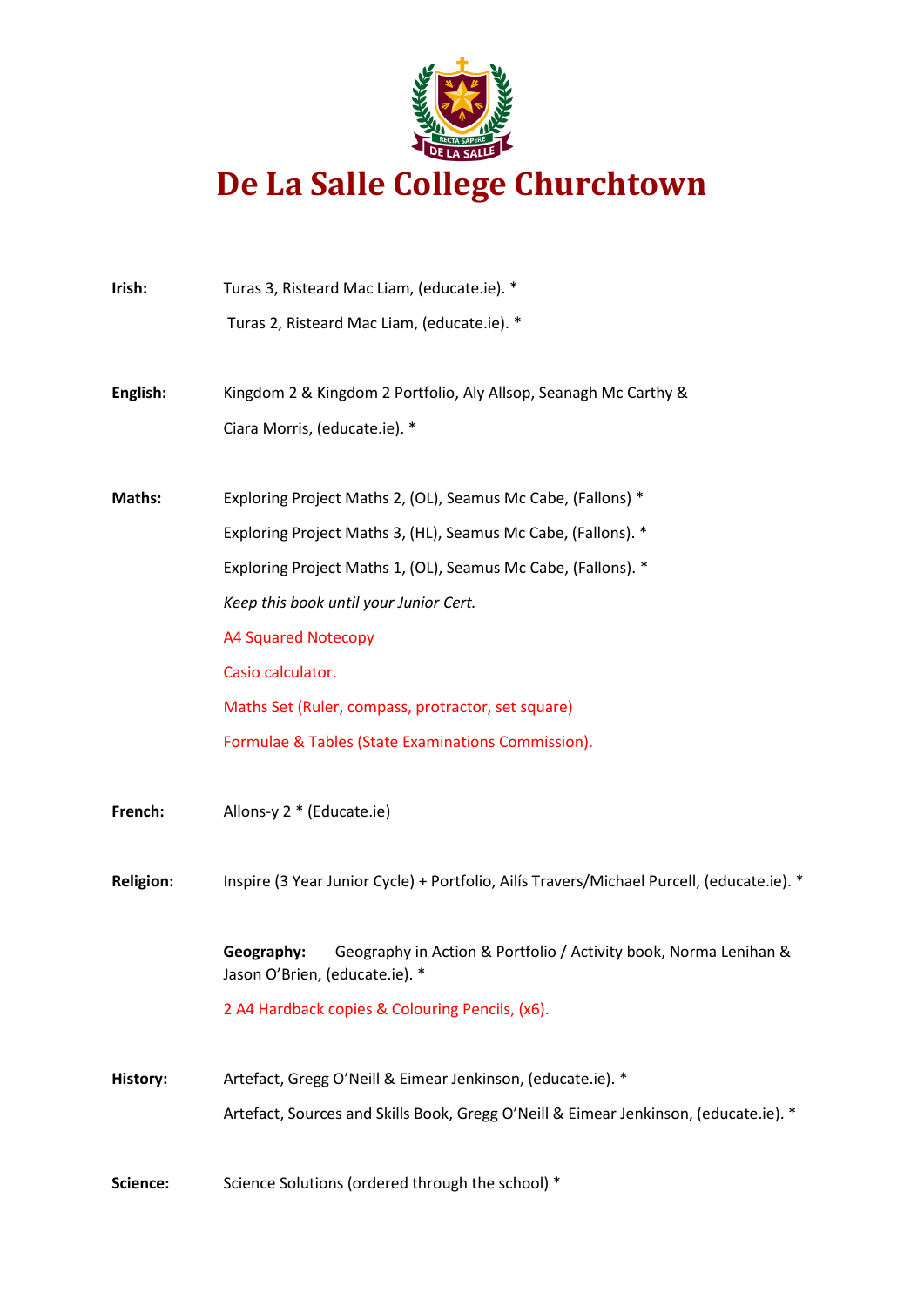# De La Salle College Churchtown

**Irish:** Turas 3, Risteard Mac Liam, (educate.ie). *

Turas 2, Risteard Mac Liam, (educate.ie). *

**English:** Kingdom 2 & Kingdom 2 Portfolio, Aly Allsop, Seanagh Mc Carthy & Ciara Morris, (educate.ie). *

**Maths:** Exploring Project Maths 2, (OL), Seamus Mc Cabe, (Fallons) *

Exploring Project Maths 3, (HL), Seamus Mc Cabe, (Fallons). *

Exploring Project Maths 1, (OL), Seamus Mc Cabe, (Fallons). *

*Keep this book until your Junior Cert.*

A4 Squared Notecopy

Casio calculator.

Maths Set (Ruler, compass, protractor, set square)

Formulae & Tables (State Examinations Commission).

**French:** Allons-y 2 * (Educate.ie)

**Religion:** Inspire (3 Year Junior Cycle) + Portfolio, Ailís Travers/Michael Purcell, (educate.ie). *

**Geography:** Geography in Action & Portfolio / Activity book, Norma Lenihan & Jason O'Brien, (educate.ie). *

2 A4 Hardback copies & Colouring Pencils, (x6).

**History:** Artefact, Gregg O'Neill & Eimear Jenkinson, (educate.ie). *

Artefact, Sources and Skills Book, Gregg O'Neill & Eimear Jenkinson, (educate.ie). *

**Science:** Science Solutions (ordered through the school) *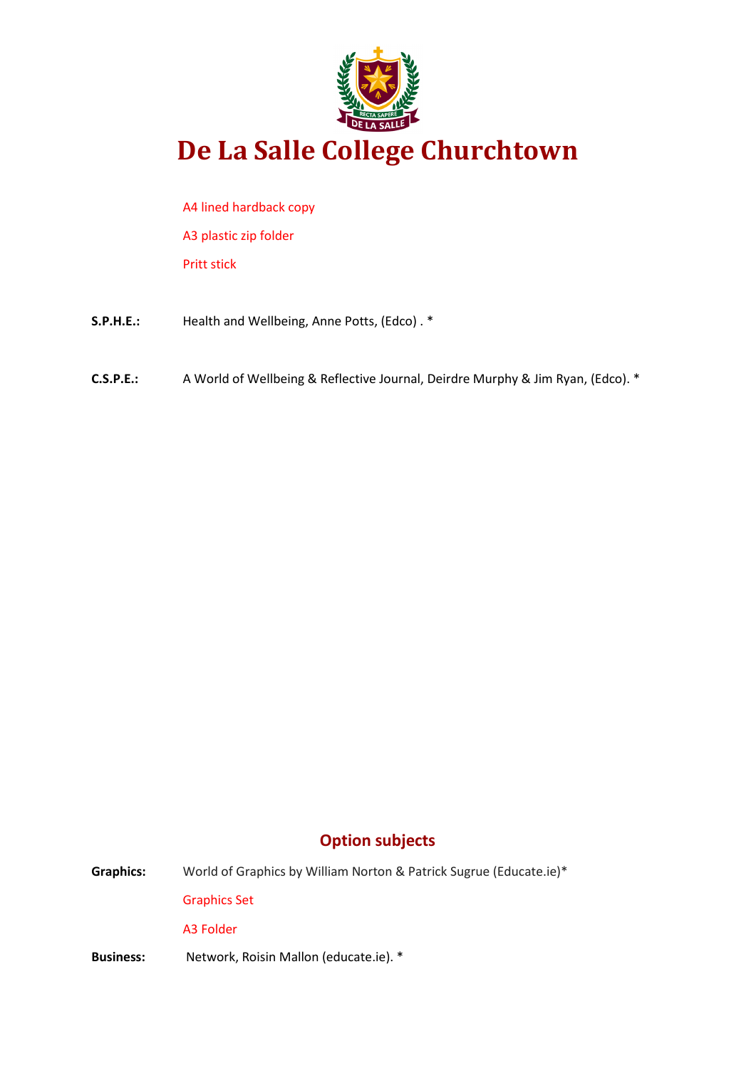# De La Salle College Churchtown

A4 lined hardback copy

A3 plastic zip folder

Pritt stick

**S.P.H.E.:** Health and Wellbeing, Anne Potts, (Edco) . *

**C.S.P.E.:** A World of Wellbeing & Reflective Journal, Deirdre Murphy & Jim Ryan, (Edco). *

## Option subjects

**Graphics:** World of Graphics by William Norton & Patrick Sugrue (Educate.ie)*

Graphics Set

A3 Folder

**Business:** Network, Roisin Mallon (educate.ie). *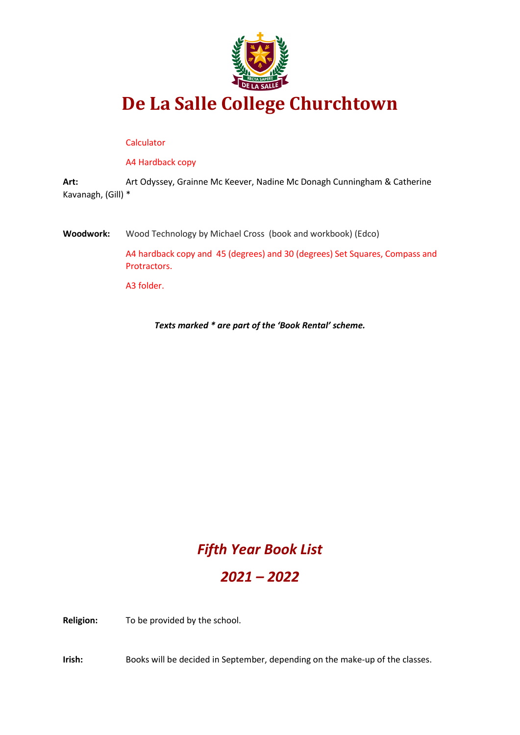# De La Salle College Churchtown

Calculator

A4 Hardback copy

**Art:** Art Odyssey, Grainne Mc Keever, Nadine Mc Donagh Cunningham & Catherine Kavanagh, (Gill) *

**Woodwork:** Wood Technology by Michael Cross (book and workbook) (Edco)

A4 hardback copy and 45 (degrees) and 30 (degrees) Set Squares, Compass and Protractors.

A3 folder.

***Texts marked * are part of the 'Book Rental' scheme.***

## *Fifth Year Book List*

## *2021 – 2022*

**Religion:** To be provided by the school.

**Irish:** Books will be decided in September, depending on the make-up of the classes.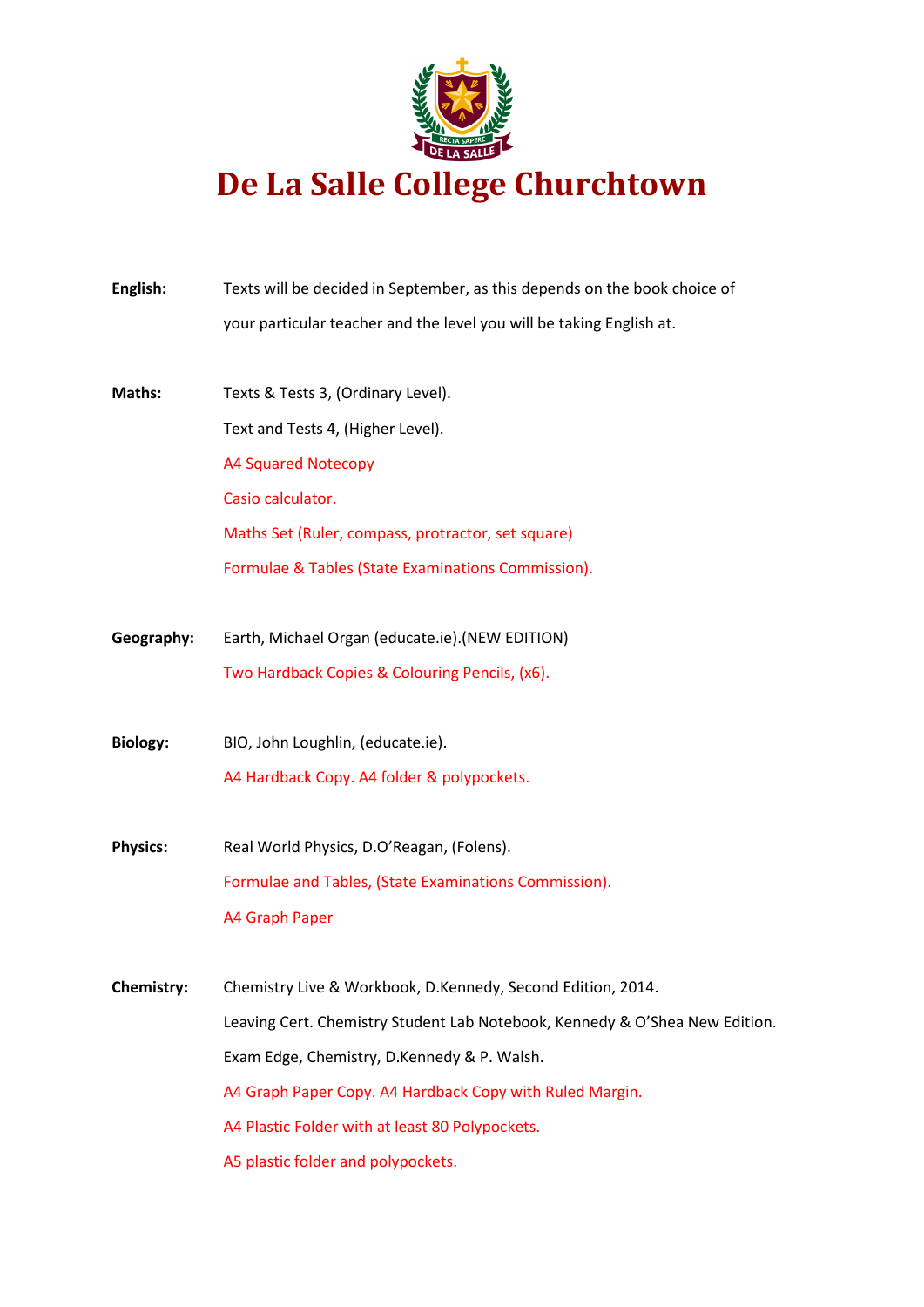# De La Salle College Churchtown

**English:** Texts will be decided in September, as this depends on the book choice of your particular teacher and the level you will be taking English at.

**Maths:**
- Texts & Tests 3, (Ordinary Level).
- Text and Tests 4, (Higher Level).
- A4 Squared Notecopy
- Casio calculator.
- Maths Set (Ruler, compass, protractor, set square)
- Formulae & Tables (State Examinations Commission).

**Geography:**
- Earth, Michael Organ (educate.ie).(NEW EDITION)
- Two Hardback Copies & Colouring Pencils, (x6).

**Biology:**
- BIO, John Loughlin, (educate.ie).
- A4 Hardback Copy. A4 folder & polypockets.

**Physics:**
- Real World Physics, D.O'Reagan, (Folens).
- Formulae and Tables, (State Examinations Commission).
- A4 Graph Paper

**Chemistry:**
- Chemistry Live & Workbook, D.Kennedy, Second Edition, 2014.
- Leaving Cert. Chemistry Student Lab Notebook, Kennedy & O'Shea New Edition.
- Exam Edge, Chemistry, D.Kennedy & P. Walsh.
- A4 Graph Paper Copy. A4 Hardback Copy with Ruled Margin.
- A4 Plastic Folder with at least 80 Polypockets.
- A5 plastic folder and polypockets.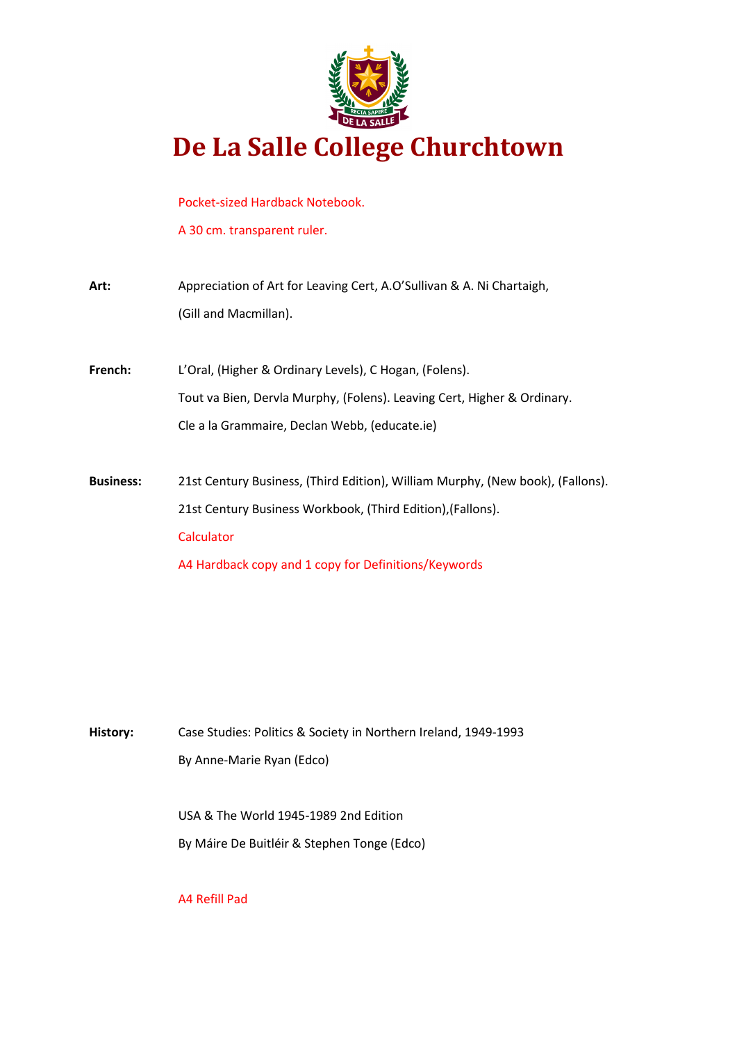# De La Salle College Churchtown

Pocket-sized Hardback Notebook.

A 30 cm. transparent ruler.

**Art:** Appreciation of Art for Leaving Cert, A.O'Sullivan & A. Ni Chartaigh, (Gill and Macmillan).

**French:** L'Oral, (Higher & Ordinary Levels), C Hogan, (Folens).

Tout va Bien, Dervla Murphy, (Folens). Leaving Cert, Higher & Ordinary.

Cle a la Grammaire, Declan Webb, (educate.ie)

**Business:** 21st Century Business, (Third Edition), William Murphy, (New book), (Fallons).

21st Century Business Workbook, (Third Edition),(Fallons).

Calculator

A4 Hardback copy and 1 copy for Definitions/Keywords

**History:** Case Studies: Politics & Society in Northern Ireland, 1949-1993

By Anne-Marie Ryan (Edco)

USA & The World 1945-1989 2nd Edition

By Máire De Buitléir & Stephen Tonge (Edco)

A4 Refill Pad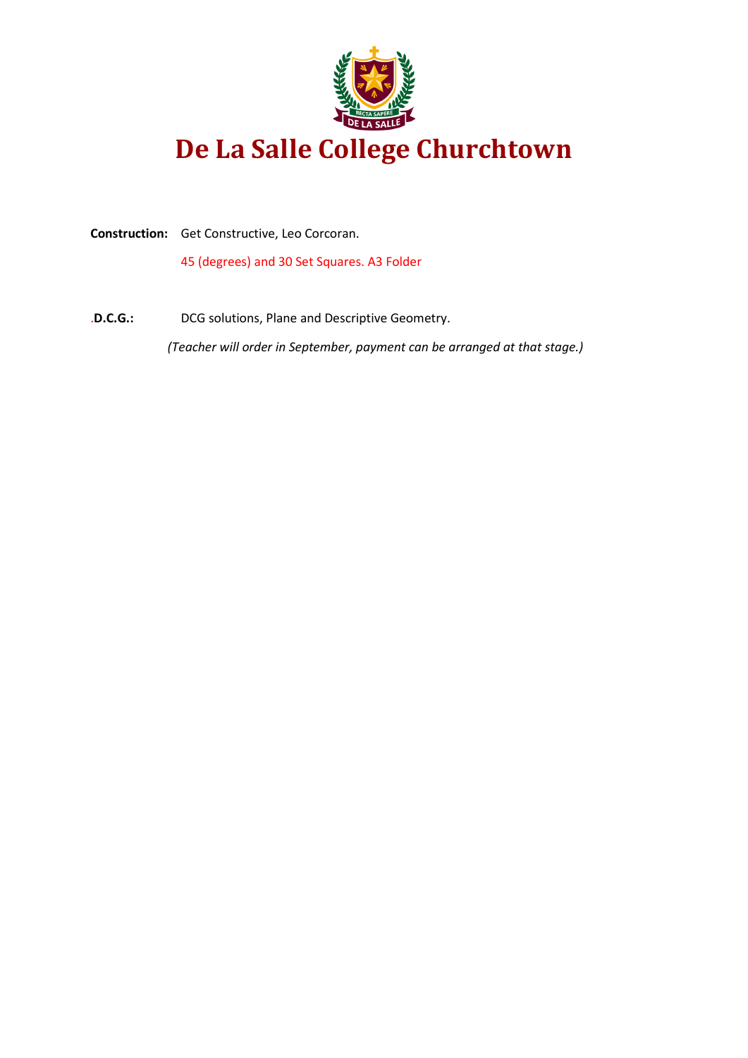# De La Salle College Churchtown

**Construction:** Get Constructive, Leo Corcoran.

45 (degrees) and 30 Set Squares. A3 Folder

.**D.C.G.:** DCG solutions, Plane and Descriptive Geometry.

*(Teacher will order in September, payment can be arranged at that stage.)*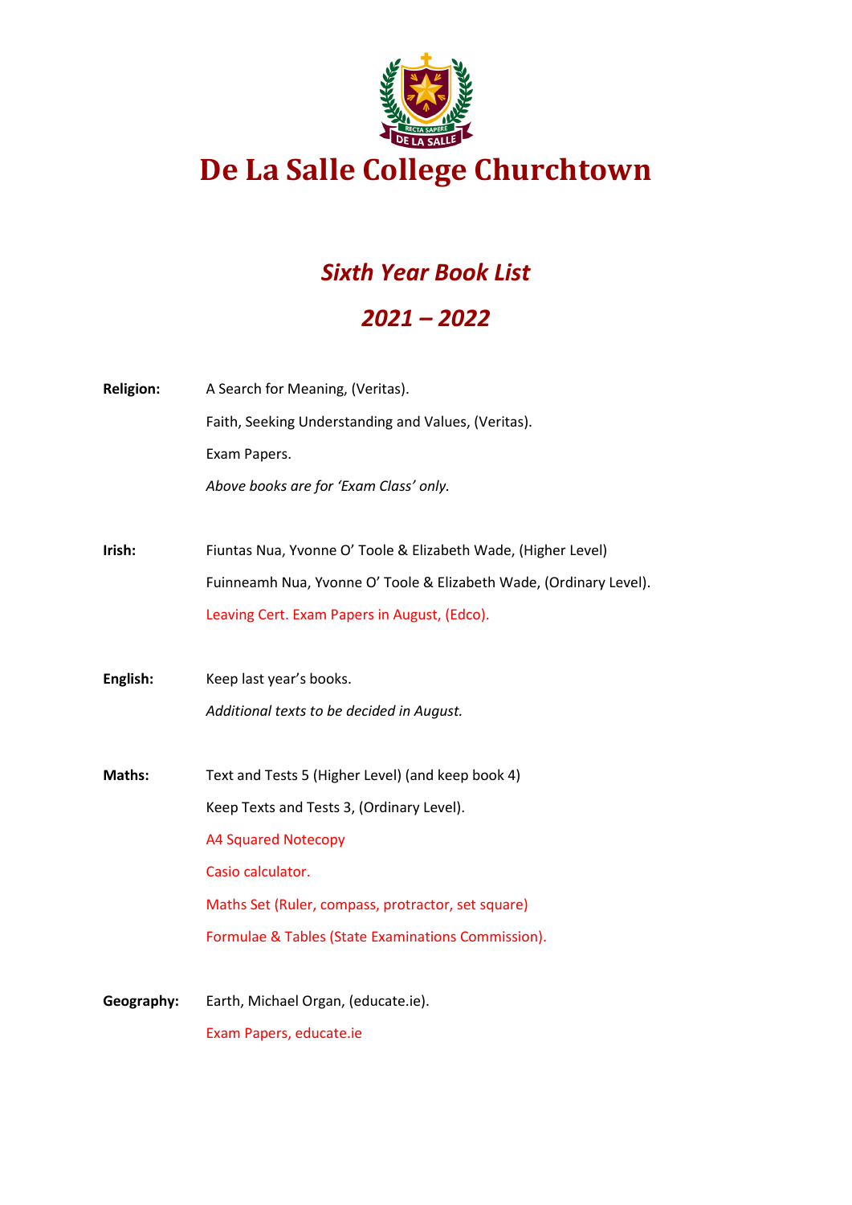# De La Salle College Churchtown

## *Sixth Year Book List*

## *2021 – 2022*

**Religion:** A Search for Meaning, (Veritas).

Faith, Seeking Understanding and Values, (Veritas).

Exam Papers.

*Above books are for 'Exam Class' only.*

**Irish:** Fiuntas Nua, Yvonne O' Toole & Elizabeth Wade, (Higher Level)

Fuinneamh Nua, Yvonne O' Toole & Elizabeth Wade, (Ordinary Level).

Leaving Cert. Exam Papers in August, (Edco).

**English:** Keep last year's books.

*Additional texts to be decided in August.*

**Maths:** Text and Tests 5 (Higher Level) (and keep book 4)

Keep Texts and Tests 3, (Ordinary Level).

A4 Squared Notecopy

Casio calculator.

Maths Set (Ruler, compass, protractor, set square)

Formulae & Tables (State Examinations Commission).

**Geography:** Earth, Michael Organ, (educate.ie).

Exam Papers, educate.ie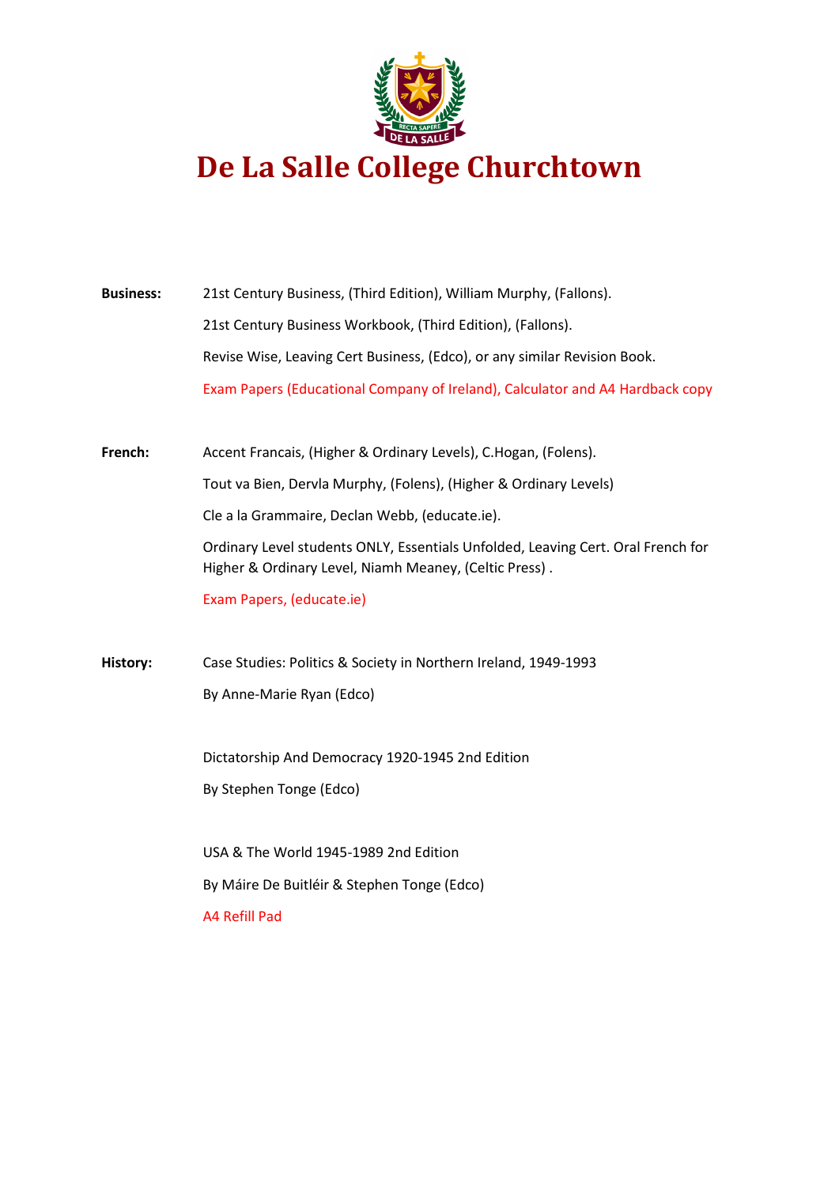# De La Salle College Churchtown

**Business:**

21st Century Business, (Third Edition), William Murphy, (Fallons).

21st Century Business Workbook, (Third Edition), (Fallons).

Revise Wise, Leaving Cert Business, (Edco), or any similar Revision Book.

Exam Papers (Educational Company of Ireland), Calculator and A4 Hardback copy

**French:**

Accent Francais, (Higher & Ordinary Levels), C.Hogan, (Folens).

Tout va Bien, Dervla Murphy, (Folens), (Higher & Ordinary Levels)

Cle a la Grammaire, Declan Webb, (educate.ie).

Ordinary Level students ONLY, Essentials Unfolded, Leaving Cert. Oral French for Higher & Ordinary Level, Niamh Meaney, (Celtic Press) .

Exam Papers, (educate.ie)

**History:**

Case Studies: Politics & Society in Northern Ireland, 1949-1993

By Anne-Marie Ryan (Edco)

Dictatorship And Democracy 1920-1945 2nd Edition

By Stephen Tonge (Edco)

USA & The World 1945-1989 2nd Edition

By Máire De Buitléir & Stephen Tonge (Edco)

A4 Refill Pad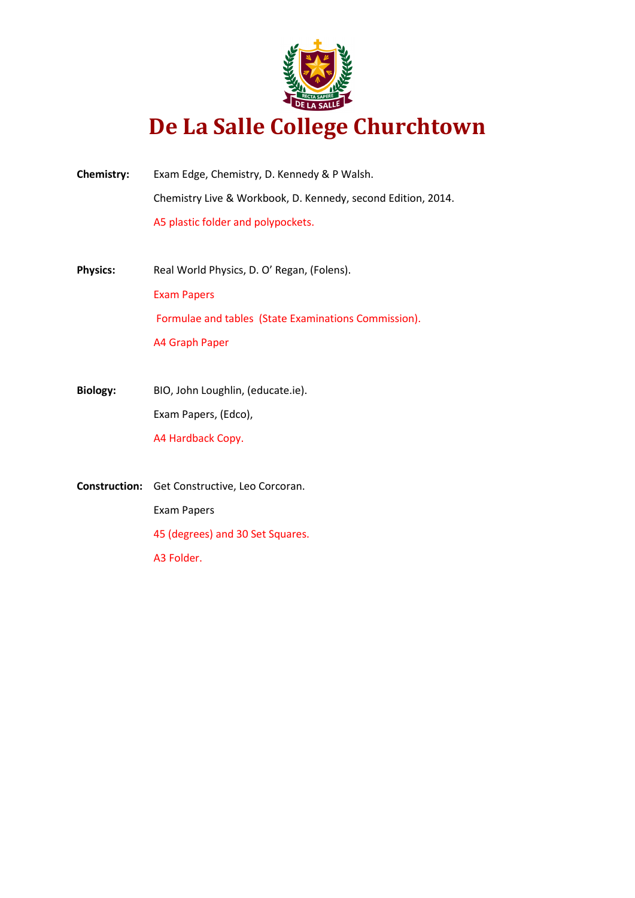# De La Salle College Churchtown

**Chemistry:** Exam Edge, Chemistry, D. Kennedy & P Walsh.

Chemistry Live & Workbook, D. Kennedy, second Edition, 2014.

A5 plastic folder and polypockets.

**Physics:** Real World Physics, D. O' Regan, (Folens).

Exam Papers

Formulae and tables (State Examinations Commission).

A4 Graph Paper

**Biology:** BIO, John Loughlin, (educate.ie).

Exam Papers, (Edco),

A4 Hardback Copy.

**Construction:** Get Constructive, Leo Corcoran.

Exam Papers

45 (degrees) and 30 Set Squares.

A3 Folder.